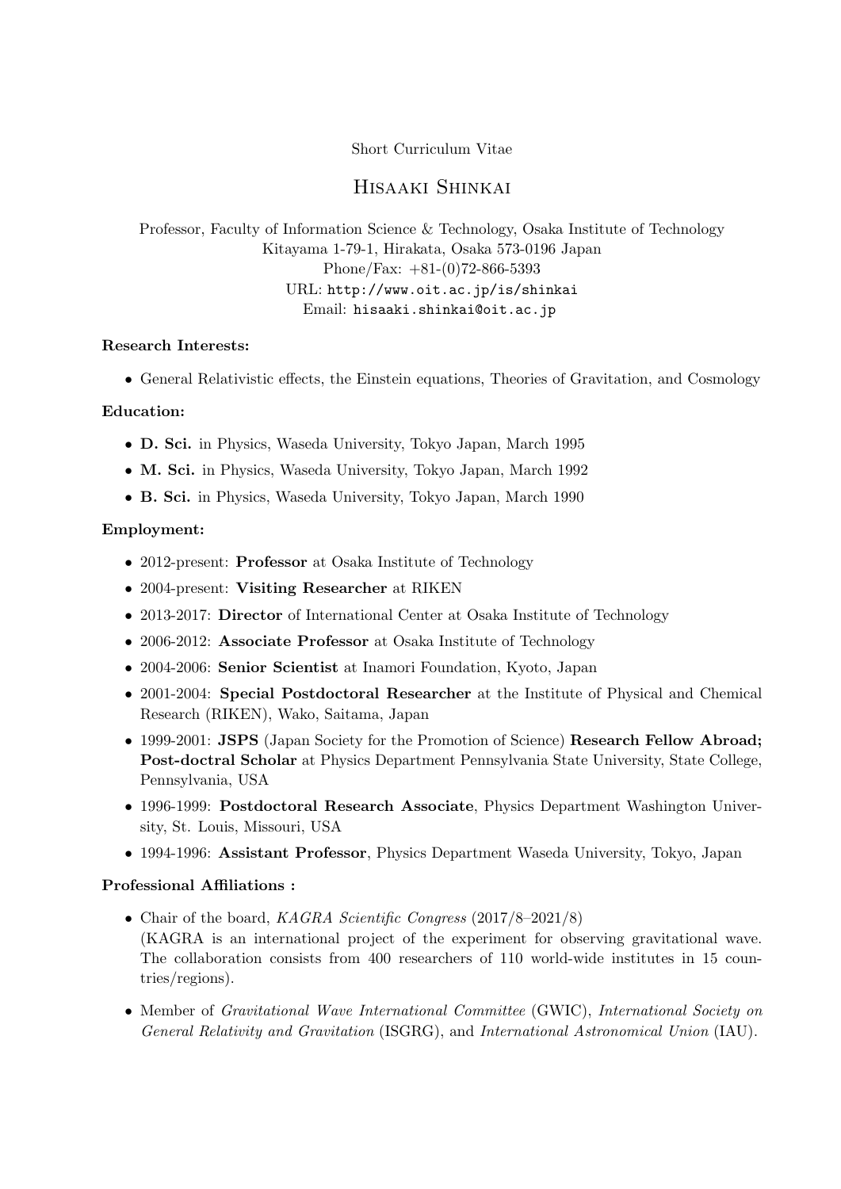Short Curriculum Vitae

# Hisaaki Shinkai

Professor, Faculty of Information Science & Technology, Osaka Institute of Technology
Kitayama 1-79-1, Hirakata, Osaka 573-0196 Japan
Phone/Fax: +81-(0)72-866-5393
URL: http://www.oit.ac.jp/is/shinkai
Email: hisaaki.shinkai@oit.ac.jp

**Research Interests:**

- General Relativistic effects, the Einstein equations, Theories of Gravitation, and Cosmology

**Education:**

- **D. Sci.** in Physics, Waseda University, Tokyo Japan, March 1995
- **M. Sci.** in Physics, Waseda University, Tokyo Japan, March 1992
- **B. Sci.** in Physics, Waseda University, Tokyo Japan, March 1990

**Employment:**

- 2012-present: **Professor** at Osaka Institute of Technology
- 2004-present: **Visiting Researcher** at RIKEN
- 2013-2017: **Director** of International Center at Osaka Institute of Technology
- 2006-2012: **Associate Professor** at Osaka Institute of Technology
- 2004-2006: **Senior Scientist** at Inamori Foundation, Kyoto, Japan
- 2001-2004: **Special Postdoctoral Researcher** at the Institute of Physical and Chemical Research (RIKEN), Wako, Saitama, Japan
- 1999-2001: **JSPS** (Japan Society for the Promotion of Science) **Research Fellow Abroad; Post-doctral Scholar** at Physics Department Pennsylvania State University, State College, Pennsylvania, USA
- 1996-1999: **Postdoctoral Research Associate**, Physics Department Washington University, St. Louis, Missouri, USA
- 1994-1996: **Assistant Professor**, Physics Department Waseda University, Tokyo, Japan

**Professional Affiliations :**

- Chair of the board, *KAGRA Scientific Congress* (2017/8–2021/8)
  (KAGRA is an international project of the experiment for observing gravitational wave. The collaboration consists from 400 researchers of 110 world-wide institutes in 15 countries/regions).
- Member of *Gravitational Wave International Committee* (GWIC), *International Society on General Relativity and Gravitation* (ISGRG), and *International Astronomical Union* (IAU).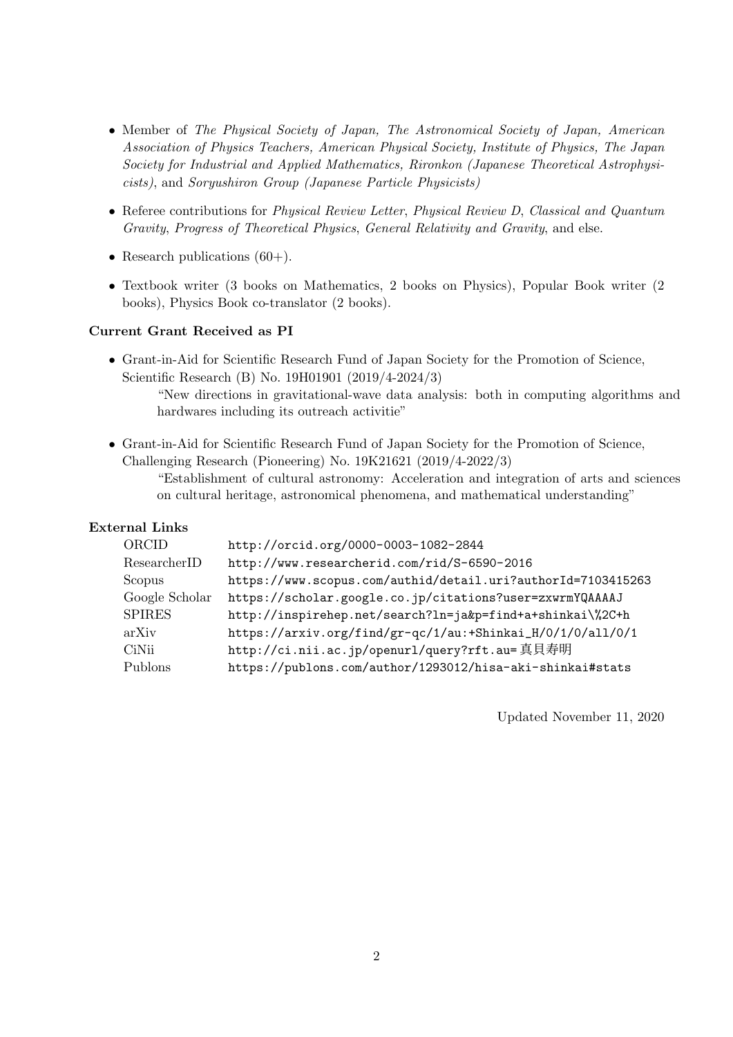- Member of *The Physical Society of Japan, The Astronomical Society of Japan, American Association of Physics Teachers, American Physical Society, Institute of Physics, The Japan Society for Industrial and Applied Mathematics, Rironkon (Japanese Theoretical Astrophysicists)*, and *Soryushiron Group (Japanese Particle Physicists)*
- Referee contributions for *Physical Review Letter*, *Physical Review D*, *Classical and Quantum Gravity*, *Progress of Theoretical Physics*, *General Relativity and Gravity*, and else.
- Research publications (60+).
- Textbook writer (3 books on Mathematics, 2 books on Physics), Popular Book writer (2 books), Physics Book co-translator (2 books).

**Current Grant Received as PI**

- Grant-in-Aid for Scientific Research Fund of Japan Society for the Promotion of Science, Scientific Research (B) No. 19H01901 (2019/4-2024/3)
  "New directions in gravitational-wave data analysis: both in computing algorithms and hardwares including its outreach activitie"
- Grant-in-Aid for Scientific Research Fund of Japan Society for the Promotion of Science, Challenging Research (Pioneering) No. 19K21621 (2019/4-2022/3)
  "Establishment of cultural astronomy: Acceleration and integration of arts and sciences on cultural heritage, astronomical phenomena, and mathematical understanding"

**External Links**

| | |
|---|---|
| ORCID | `http://orcid.org/0000-0003-1082-2844` |
| ResearcherID | `http://www.researcherid.com/rid/S-6590-2016` |
| Scopus | `https://www.scopus.com/authid/detail.uri?authorId=7103415263` |
| Google Scholar | `https://scholar.google.co.jp/citations?user=zxwrmYQAAAAJ` |
| SPIRES | `http://inspirehep.net/search?ln=ja&p=find+a+shinkai\%2C+h` |
| arXiv | `https://arxiv.org/find/gr-qc/1/au:+Shinkai_H/0/1/0/all/0/1` |
| CiNii | `http://ci.nii.ac.jp/openurl/query?rft.au=真貝寿明` |
| Publons | `https://publons.com/author/1293012/hisa-aki-shinkai#stats` |

Updated November 11, 2020